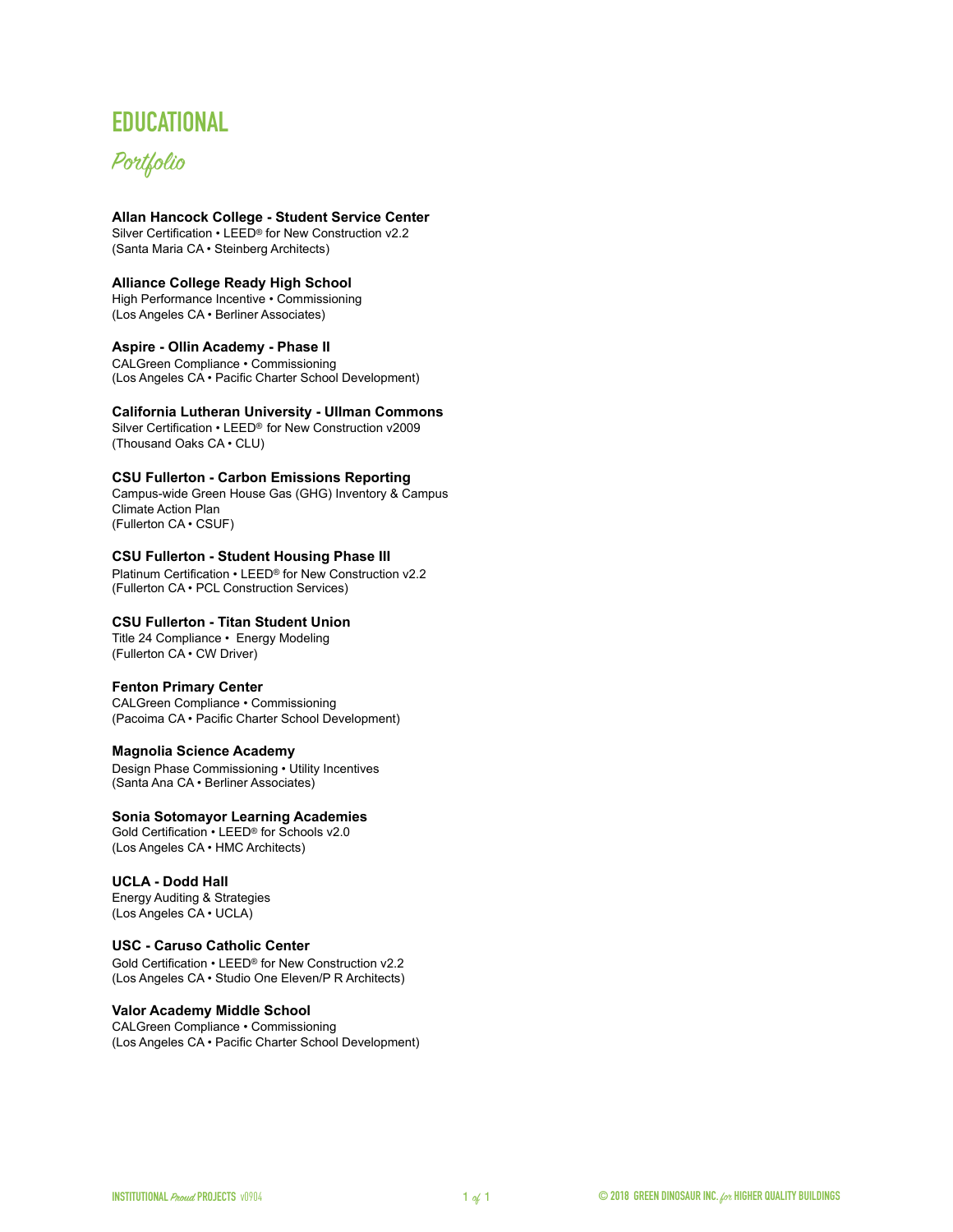# EDUCATIONAL

## *Portfolio*

**Allan Hancock College - Student Service Center**
Silver Certification • LEED® for New Construction v2.2
(Santa Maria CA • Steinberg Architects)

**Alliance College Ready High School**
High Performance Incentive • Commissioning
(Los Angeles CA • Berliner Associates)

**Aspire - Ollin Academy - Phase II**
CALGreen Compliance • Commissioning
(Los Angeles CA • Pacific Charter School Development)

**California Lutheran University - Ullman Commons**
Silver Certification • LEED® for New Construction v2009
(Thousand Oaks CA • CLU)

**CSU Fullerton - Carbon Emissions Reporting**
Campus-wide Green House Gas (GHG) Inventory & Campus Climate Action Plan
(Fullerton CA • CSUF)

**CSU Fullerton - Student Housing Phase III**
Platinum Certification • LEED® for New Construction v2.2
(Fullerton CA • PCL Construction Services)

**CSU Fullerton - Titan Student Union**
Title 24 Compliance • Energy Modeling
(Fullerton CA • CW Driver)

**Fenton Primary Center**
CALGreen Compliance • Commissioning
(Pacoima CA • Pacific Charter School Development)

**Magnolia Science Academy**
Design Phase Commissioning • Utility Incentives
(Santa Ana CA • Berliner Associates)

**Sonia Sotomayor Learning Academies**
Gold Certification • LEED® for Schools v2.0
(Los Angeles CA • HMC Architects)

**UCLA - Dodd Hall**
Energy Auditing & Strategies
(Los Angeles CA • UCLA)

**USC - Caruso Catholic Center**
Gold Certification • LEED® for New Construction v2.2
(Los Angeles CA • Studio One Eleven/P R Architects)

**Valor Academy Middle School**
CALGreen Compliance • Commissioning
(Los Angeles CA • Pacific Charter School Development)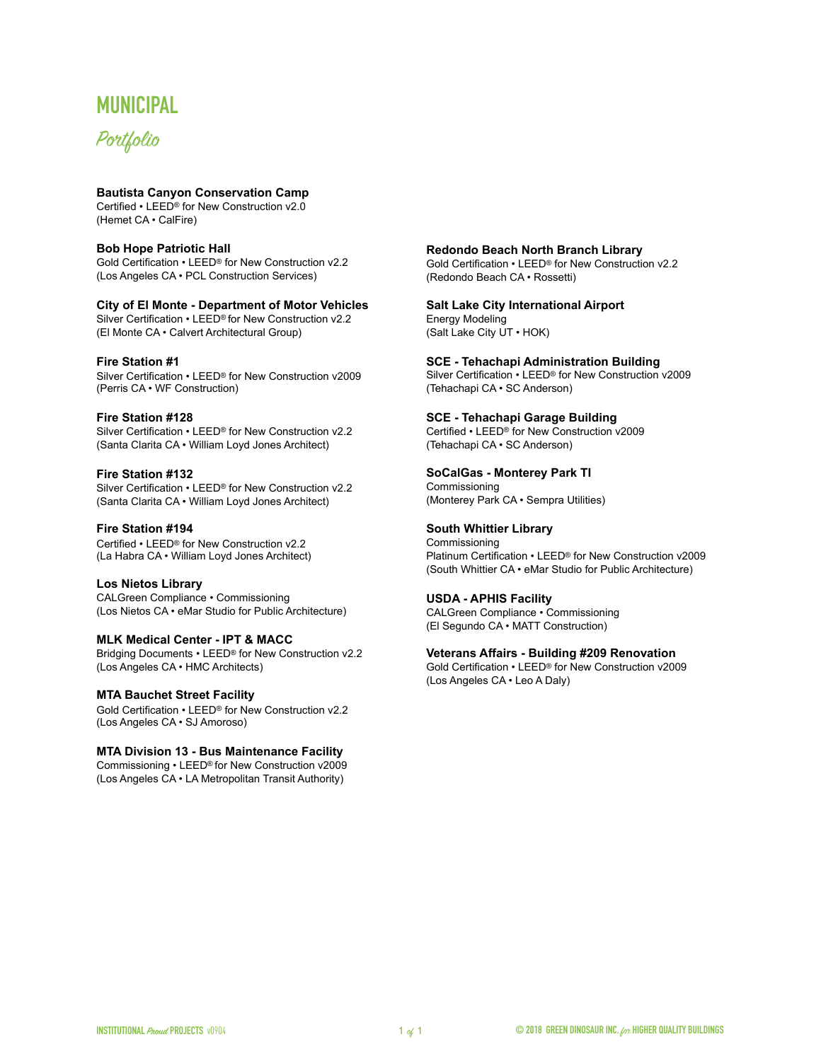# MUNICIPAL

*Portfolio*

**Bautista Canyon Conservation Camp**
Certified • LEED® for New Construction v2.0
(Hemet CA • CalFire)

**Bob Hope Patriotic Hall**
Gold Certification • LEED® for New Construction v2.2
(Los Angeles CA • PCL Construction Services)

**City of El Monte - Department of Motor Vehicles**
Silver Certification • LEED® for New Construction v2.2
(El Monte CA • Calvert Architectural Group)

**Fire Station #1**
Silver Certification • LEED® for New Construction v2009
(Perris CA • WF Construction)

**Fire Station #128**
Silver Certification • LEED® for New Construction v2.2
(Santa Clarita CA • William Loyd Jones Architect)

**Fire Station #132**
Silver Certification • LEED® for New Construction v2.2
(Santa Clarita CA • William Loyd Jones Architect)

**Fire Station #194**
Certified • LEED® for New Construction v2.2
(La Habra CA • William Loyd Jones Architect)

**Los Nietos Library**
CALGreen Compliance • Commissioning
(Los Nietos CA • eMar Studio for Public Architecture)

**MLK Medical Center - IPT & MACC**
Bridging Documents • LEED® for New Construction v2.2
(Los Angeles CA • HMC Architects)

**MTA Bauchet Street Facility**
Gold Certification • LEED® for New Construction v2.2
(Los Angeles CA • SJ Amoroso)

**MTA Division 13 - Bus Maintenance Facility**
Commissioning • LEED® for New Construction v2009
(Los Angeles CA • LA Metropolitan Transit Authority)

**Redondo Beach North Branch Library**
Gold Certification • LEED® for New Construction v2.2
(Redondo Beach CA • Rossetti)

**Salt Lake City International Airport**
Energy Modeling
(Salt Lake City UT • HOK)

**SCE - Tehachapi Administration Building**
Silver Certification • LEED® for New Construction v2009
(Tehachapi CA • SC Anderson)

**SCE - Tehachapi Garage Building**
Certified • LEED® for New Construction v2009
(Tehachapi CA • SC Anderson)

**SoCalGas - Monterey Park TI**
Commissioning
(Monterey Park CA • Sempra Utilities)

**South Whittier Library**
Commissioning
Platinum Certification • LEED® for New Construction v2009
(South Whittier CA • eMar Studio for Public Architecture)

**USDA - APHIS Facility**
CALGreen Compliance • Commissioning
(El Segundo CA • MATT Construction)

**Veterans Affairs - Building #209 Renovation**
Gold Certification • LEED® for New Construction v2009
(Los Angeles CA • Leo A Daly)